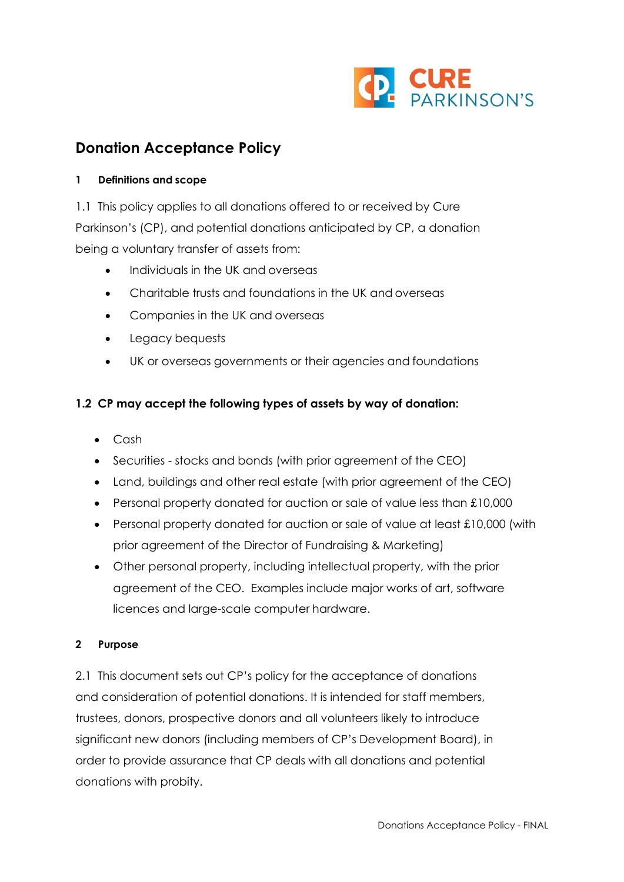# Donation Acceptance Policy

## 1 Definitions and scope

1.1 This policy applies to all donations offered to or received by Cure Parkinson's (CP), and potential donations anticipated by CP, a donation being a voluntary transfer of assets from:

- Individuals in the UK and overseas
- Charitable trusts and foundations in the UK and overseas
- Companies in the UK and overseas
- Legacy bequests
- UK or overseas governments or their agencies and foundations

**1.2 CP may accept the following types of assets by way of donation:**

- Cash
- Securities - stocks and bonds (with prior agreement of the CEO)
- Land, buildings and other real estate (with prior agreement of the CEO)
- Personal property donated for auction or sale of value less than £10,000
- Personal property donated for auction or sale of value at least £10,000 (with prior agreement of the Director of Fundraising & Marketing)
- Other personal property, including intellectual property, with the prior agreement of the CEO. Examples include major works of art, software licences and large-scale computer hardware.

## 2 Purpose

2.1 This document sets out CP's policy for the acceptance of donations and consideration of potential donations. It is intended for staff members, trustees, donors, prospective donors and all volunteers likely to introduce significant new donors (including members of CP's Development Board), in order to provide assurance that CP deals with all donations and potential donations with probity.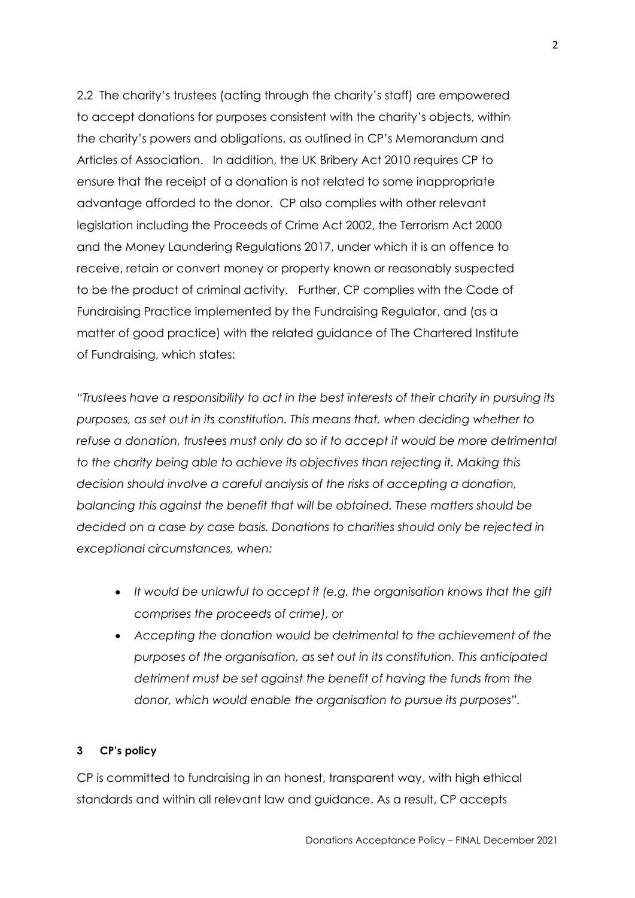2.2 The charity's trustees (acting through the charity's staff) are empowered to accept donations for purposes consistent with the charity's objects, within the charity's powers and obligations, as outlined in CP's Memorandum and Articles of Association. In addition, the UK Bribery Act 2010 requires CP to ensure that the receipt of a donation is not related to some inappropriate advantage afforded to the donor. CP also complies with other relevant legislation including the Proceeds of Crime Act 2002, the Terrorism Act 2000 and the Money Laundering Regulations 2017, under which it is an offence to receive, retain or convert money or property known or reasonably suspected to be the product of criminal activity. Further, CP complies with the Code of Fundraising Practice implemented by the Fundraising Regulator, and (as a matter of good practice) with the related guidance of The Chartered Institute of Fundraising, which states:

*"Trustees have a responsibility to act in the best interests of their charity in pursuing its purposes, as set out in its constitution. This means that, when deciding whether to refuse a donation, trustees must only do so if to accept it would be more detrimental to the charity being able to achieve its objectives than rejecting it. Making this decision should involve a careful analysis of the risks of accepting a donation, balancing this against the benefit that will be obtained. These matters should be decided on a case by case basis. Donations to charities should only be rejected in exceptional circumstances, when:*

- *It would be unlawful to accept it (e.g. the organisation knows that the gift comprises the proceeds of crime), or*
- *Accepting the donation would be detrimental to the achievement of the purposes of the organisation, as set out in its constitution. This anticipated detriment must be set against the benefit of having the funds from the donor, which would enable the organisation to pursue its purposes".*

### 3 CP's policy

CP is committed to fundraising in an honest, transparent way, with high ethical standards and within all relevant law and guidance. As a result, CP accepts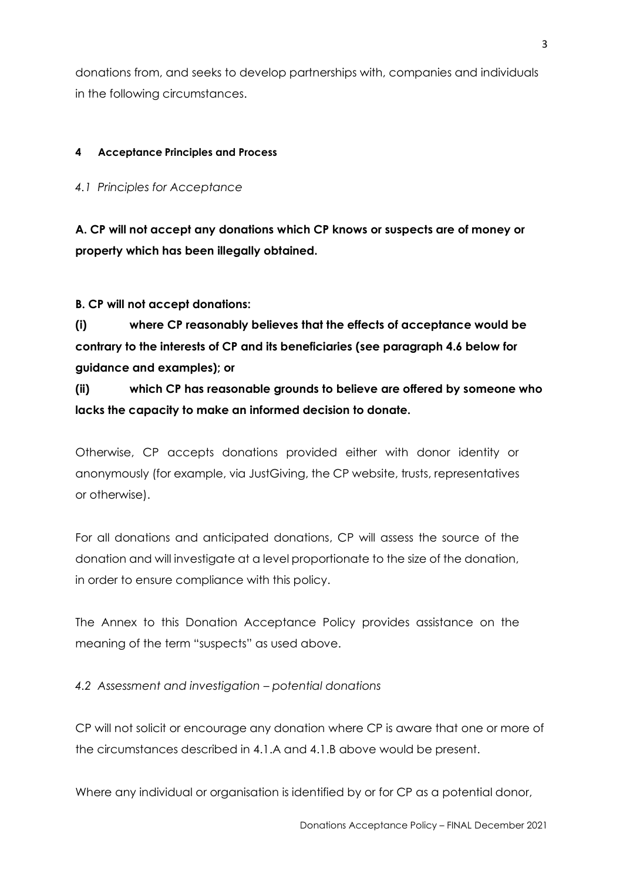donations from, and seeks to develop partnerships with, companies and individuals in the following circumstances.

## 4 Acceptance Principles and Process

### *4.1 Principles for Acceptance*

**A. CP will not accept any donations which CP knows or suspects are of money or property which has been illegally obtained.**

**B. CP will not accept donations:**

**(i) where CP reasonably believes that the effects of acceptance would be contrary to the interests of CP and its beneficiaries (see paragraph 4.6 below for guidance and examples); or**

**(ii) which CP has reasonable grounds to believe are offered by someone who lacks the capacity to make an informed decision to donate.**

Otherwise, CP accepts donations provided either with donor identity or anonymously (for example, via JustGiving, the CP website, trusts, representatives or otherwise).

For all donations and anticipated donations, CP will assess the source of the donation and will investigate at a level proportionate to the size of the donation, in order to ensure compliance with this policy.

The Annex to this Donation Acceptance Policy provides assistance on the meaning of the term "suspects" as used above.

### *4.2 Assessment and investigation – potential donations*

CP will not solicit or encourage any donation where CP is aware that one or more of the circumstances described in 4.1.A and 4.1.B above would be present.

Where any individual or organisation is identified by or for CP as a potential donor,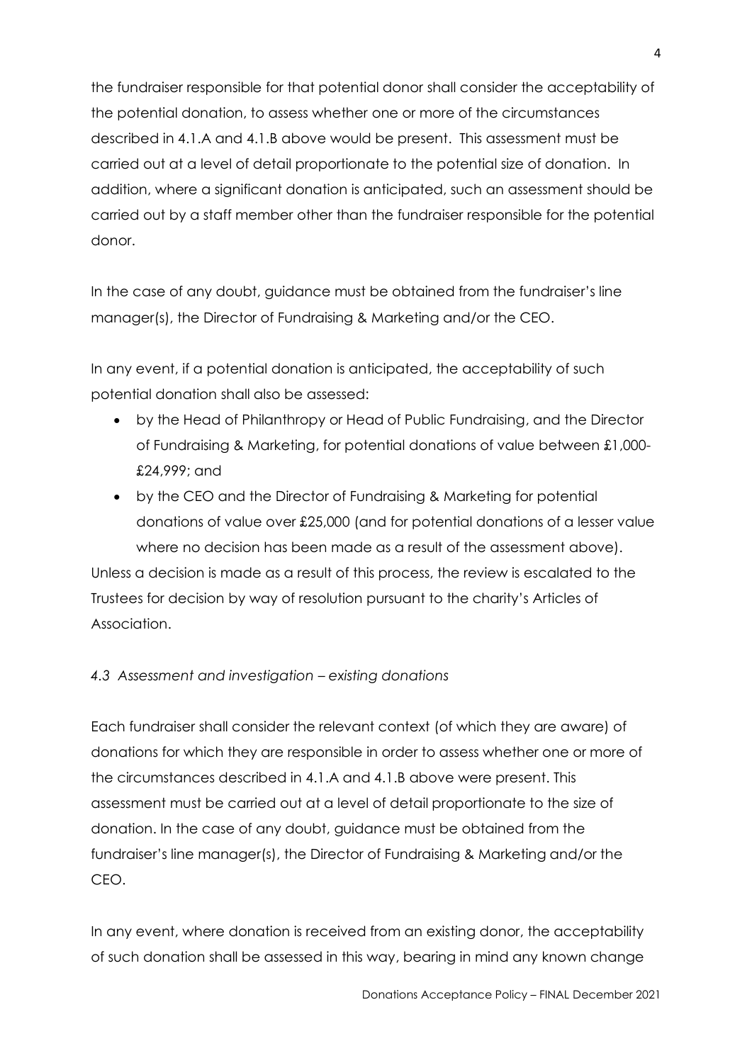the fundraiser responsible for that potential donor shall consider the acceptability of the potential donation, to assess whether one or more of the circumstances described in 4.1.A and 4.1.B above would be present. This assessment must be carried out at a level of detail proportionate to the potential size of donation. In addition, where a significant donation is anticipated, such an assessment should be carried out by a staff member other than the fundraiser responsible for the potential donor.

In the case of any doubt, guidance must be obtained from the fundraiser's line manager(s), the Director of Fundraising & Marketing and/or the CEO.

In any event, if a potential donation is anticipated, the acceptability of such potential donation shall also be assessed:

- by the Head of Philanthropy or Head of Public Fundraising, and the Director of Fundraising & Marketing, for potential donations of value between £1,000-£24,999; and
- by the CEO and the Director of Fundraising & Marketing for potential donations of value over £25,000 (and for potential donations of a lesser value where no decision has been made as a result of the assessment above).

Unless a decision is made as a result of this process, the review is escalated to the Trustees for decision by way of resolution pursuant to the charity's Articles of Association.

### *4.3 Assessment and investigation – existing donations*

Each fundraiser shall consider the relevant context (of which they are aware) of donations for which they are responsible in order to assess whether one or more of the circumstances described in 4.1.A and 4.1.B above were present. This assessment must be carried out at a level of detail proportionate to the size of donation. In the case of any doubt, guidance must be obtained from the fundraiser's line manager(s), the Director of Fundraising & Marketing and/or the CEO.

In any event, where donation is received from an existing donor, the acceptability of such donation shall be assessed in this way, bearing in mind any known change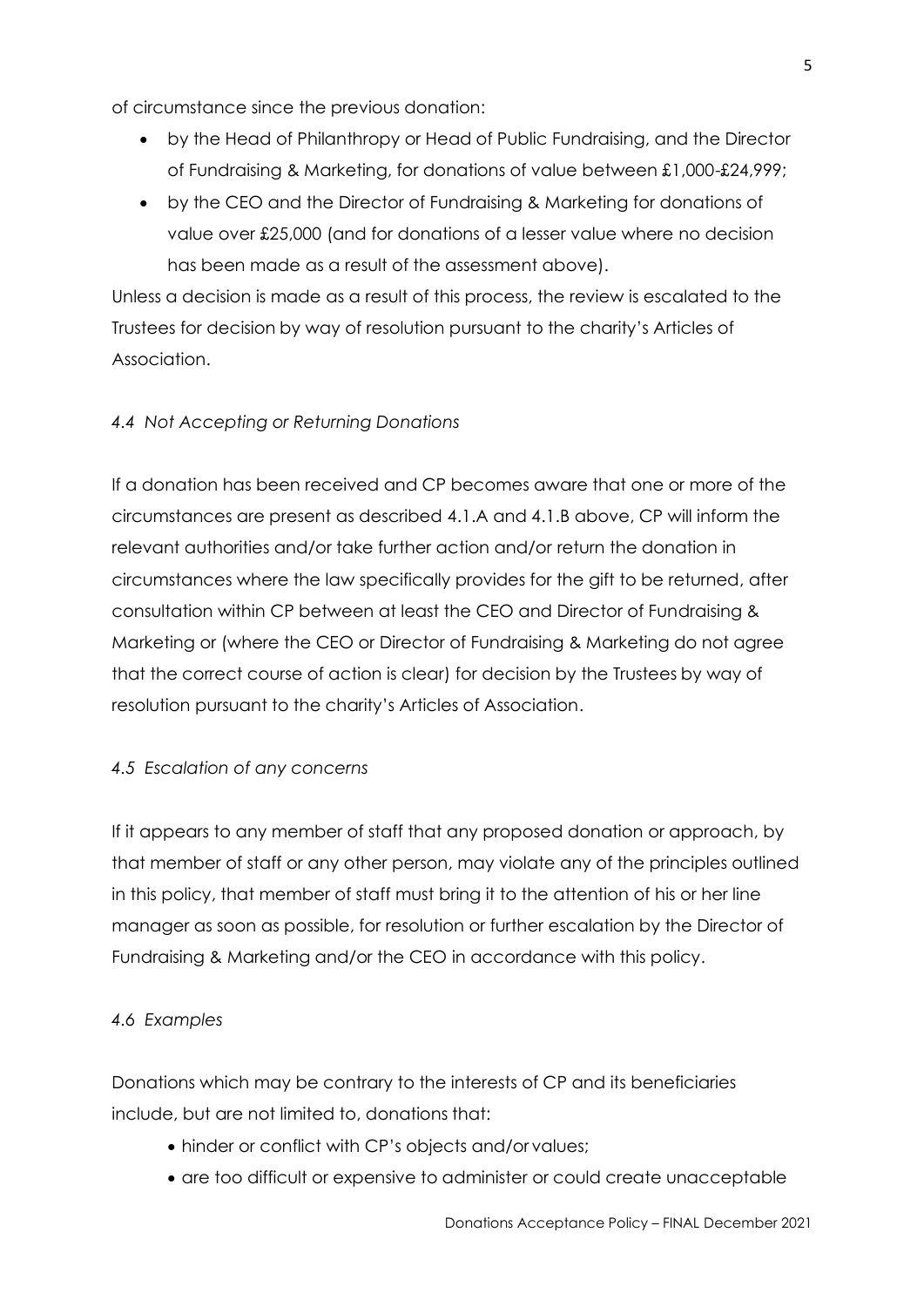of circumstance since the previous donation:

- by the Head of Philanthropy or Head of Public Fundraising, and the Director of Fundraising & Marketing, for donations of value between £1,000-£24,999;
- by the CEO and the Director of Fundraising & Marketing for donations of value over £25,000 (and for donations of a lesser value where no decision has been made as a result of the assessment above).

Unless a decision is made as a result of this process, the review is escalated to the Trustees for decision by way of resolution pursuant to the charity's Articles of Association.

*4.4 Not Accepting or Returning Donations*

If a donation has been received and CP becomes aware that one or more of the circumstances are present as described 4.1.A and 4.1.B above, CP will inform the relevant authorities and/or take further action and/or return the donation in circumstances where the law specifically provides for the gift to be returned, after consultation within CP between at least the CEO and Director of Fundraising & Marketing or (where the CEO or Director of Fundraising & Marketing do not agree that the correct course of action is clear) for decision by the Trustees by way of resolution pursuant to the charity's Articles of Association.

*4.5 Escalation of any concerns*

If it appears to any member of staff that any proposed donation or approach, by that member of staff or any other person, may violate any of the principles outlined in this policy, that member of staff must bring it to the attention of his or her line manager as soon as possible, for resolution or further escalation by the Director of Fundraising & Marketing and/or the CEO in accordance with this policy.

*4.6 Examples*

Donations which may be contrary to the interests of CP and its beneficiaries include, but are not limited to, donations that:

- hinder or conflict with CP's objects and/or values;
- are too difficult or expensive to administer or could create unacceptable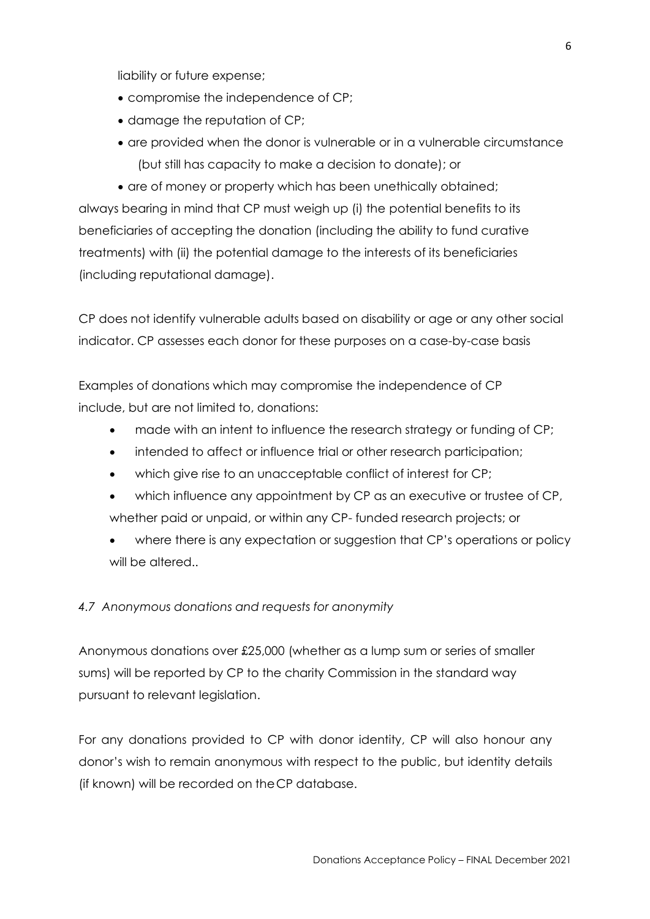liability or future expense;

- compromise the independence of CP;
- damage the reputation of CP;
- are provided when the donor is vulnerable or in a vulnerable circumstance (but still has capacity to make a decision to donate); or
- are of money or property which has been unethically obtained;

always bearing in mind that CP must weigh up (i) the potential benefits to its beneficiaries of accepting the donation (including the ability to fund curative treatments) with (ii) the potential damage to the interests of its beneficiaries (including reputational damage).

CP does not identify vulnerable adults based on disability or age or any other social indicator. CP assesses each donor for these purposes on a case-by-case basis

Examples of donations which may compromise the independence of CP include, but are not limited to, donations:

- made with an intent to influence the research strategy or funding of CP;
- intended to affect or influence trial or other research participation;
- which give rise to an unacceptable conflict of interest for CP;
- which influence any appointment by CP as an executive or trustee of CP, whether paid or unpaid, or within any CP- funded research projects; or
- where there is any expectation or suggestion that CP's operations or policy will be altered..

*4.7 Anonymous donations and requests for anonymity*

Anonymous donations over £25,000 (whether as a lump sum or series of smaller sums) will be reported by CP to the charity Commission in the standard way pursuant to relevant legislation.

For any donations provided to CP with donor identity, CP will also honour any donor's wish to remain anonymous with respect to the public, but identity details (if known) will be recorded on the CP database.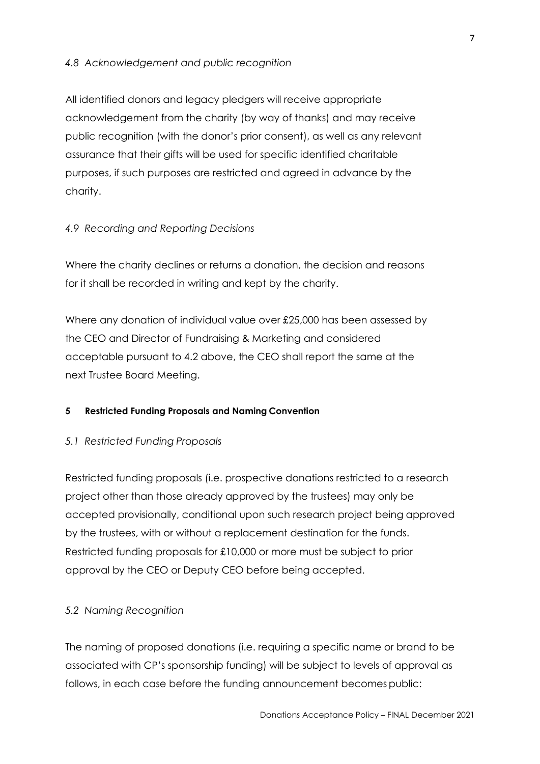### *4.8 Acknowledgement and public recognition*

All identified donors and legacy pledgers will receive appropriate acknowledgement from the charity (by way of thanks) and may receive public recognition (with the donor's prior consent), as well as any relevant assurance that their gifts will be used for specific identified charitable purposes, if such purposes are restricted and agreed in advance by the charity.

### *4.9 Recording and Reporting Decisions*

Where the charity declines or returns a donation, the decision and reasons for it shall be recorded in writing and kept by the charity.

Where any donation of individual value over £25,000 has been assessed by the CEO and Director of Fundraising & Marketing and considered acceptable pursuant to 4.2 above, the CEO shall report the same at the next Trustee Board Meeting.

## **5 Restricted Funding Proposals and Naming Convention**

### *5.1 Restricted Funding Proposals*

Restricted funding proposals (i.e. prospective donations restricted to a research project other than those already approved by the trustees) may only be accepted provisionally, conditional upon such research project being approved by the trustees, with or without a replacement destination for the funds. Restricted funding proposals for £10,000 or more must be subject to prior approval by the CEO or Deputy CEO before being accepted.

### *5.2 Naming Recognition*

The naming of proposed donations (i.e. requiring a specific name or brand to be associated with CP's sponsorship funding) will be subject to levels of approval as follows, in each case before the funding announcement becomes public: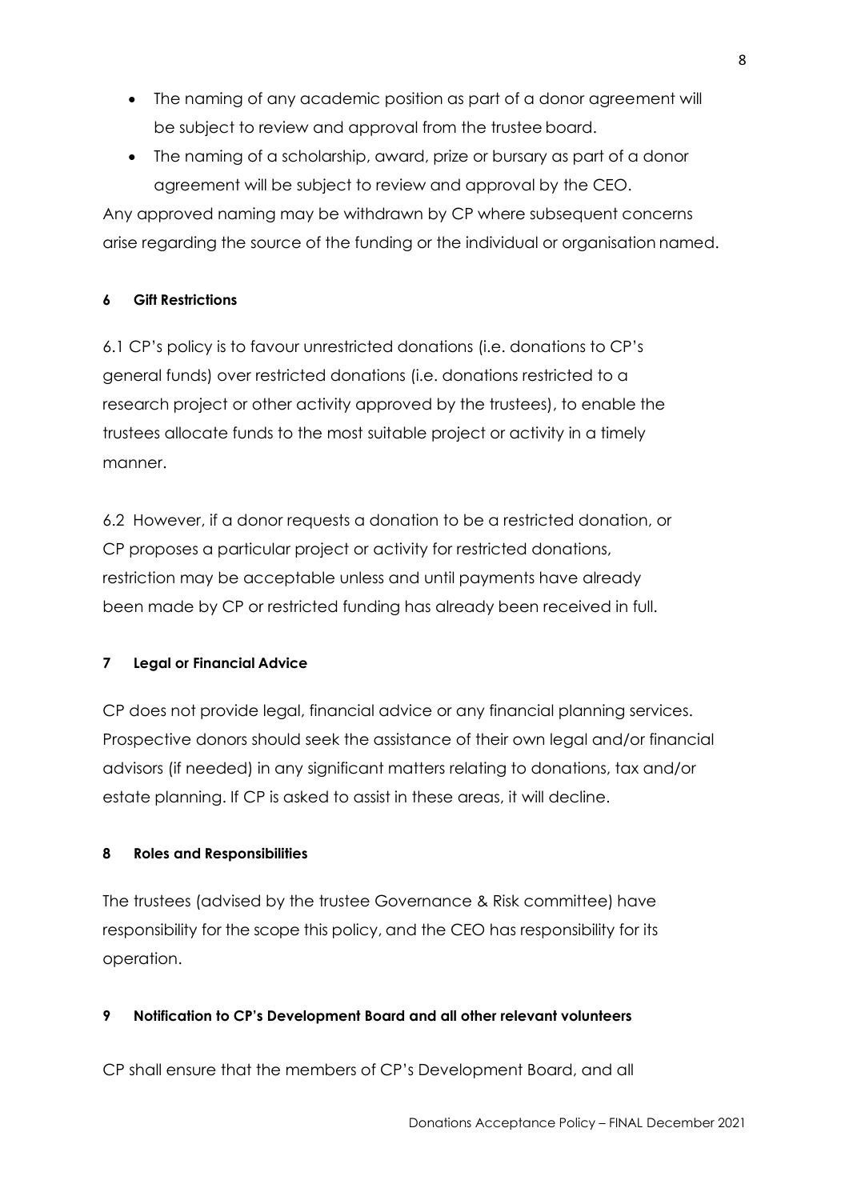- The naming of any academic position as part of a donor agreement will be subject to review and approval from the trustee board.
- The naming of a scholarship, award, prize or bursary as part of a donor agreement will be subject to review and approval by the CEO.

Any approved naming may be withdrawn by CP where subsequent concerns arise regarding the source of the funding or the individual or organisation named.

#### 6 Gift Restrictions

6.1 CP's policy is to favour unrestricted donations (i.e. donations to CP's general funds) over restricted donations (i.e. donations restricted to a research project or other activity approved by the trustees), to enable the trustees allocate funds to the most suitable project or activity in a timely manner.

6.2 However, if a donor requests a donation to be a restricted donation, or CP proposes a particular project or activity for restricted donations, restriction may be acceptable unless and until payments have already been made by CP or restricted funding has already been received in full.

#### 7 Legal or Financial Advice

CP does not provide legal, financial advice or any financial planning services. Prospective donors should seek the assistance of their own legal and/or financial advisors (if needed) in any significant matters relating to donations, tax and/or estate planning. If CP is asked to assist in these areas, it will decline.

#### 8 Roles and Responsibilities

The trustees (advised by the trustee Governance & Risk committee) have responsibility for the scope this policy, and the CEO has responsibility for its operation.

#### 9 Notification to CP's Development Board and all other relevant volunteers

CP shall ensure that the members of CP's Development Board, and all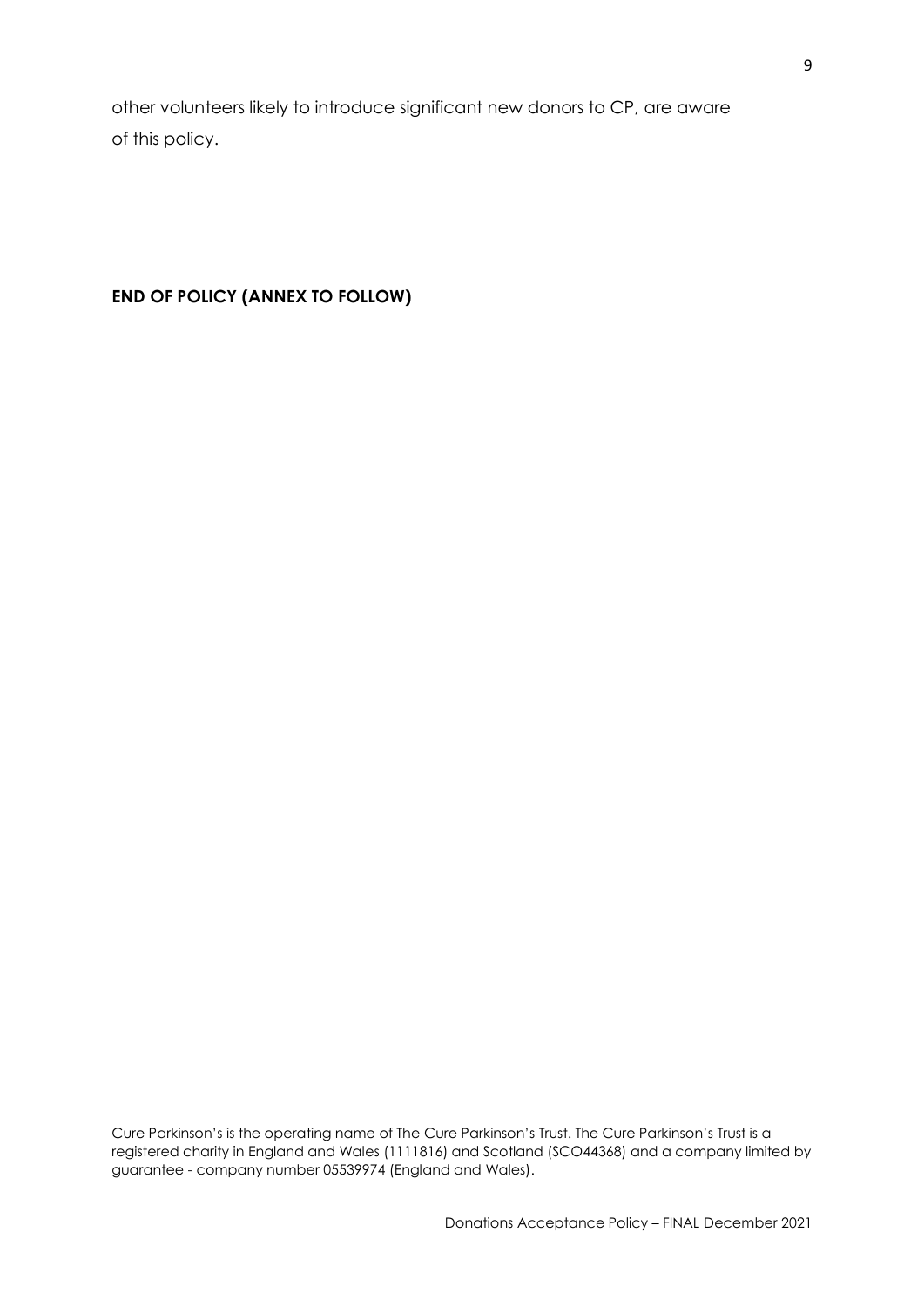other volunteers likely to introduce significant new donors to CP, are aware of this policy.

**END OF POLICY (ANNEX TO FOLLOW)**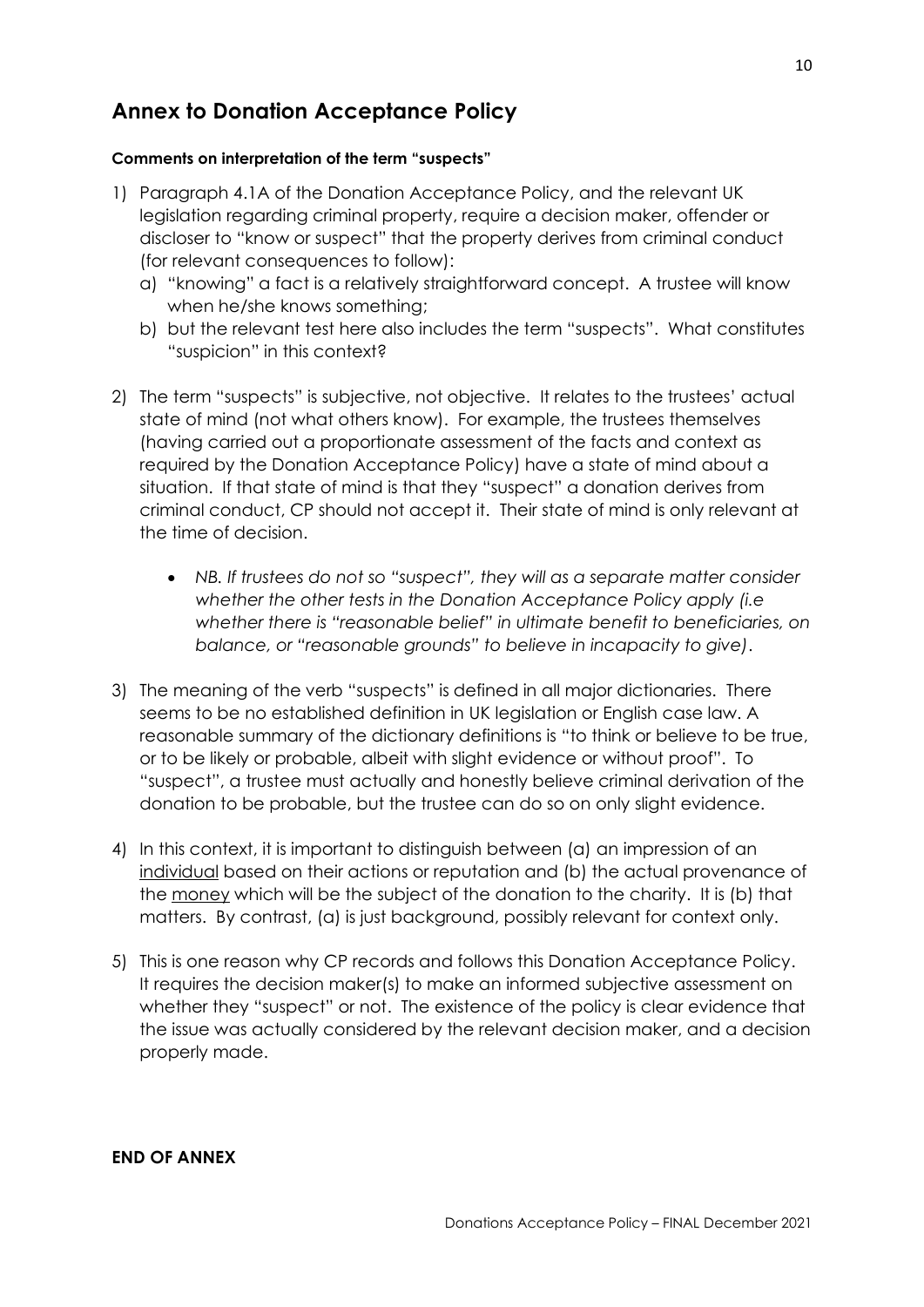## Annex to Donation Acceptance Policy

**Comments on interpretation of the term "suspects"**

1) Paragraph 4.1A of the Donation Acceptance Policy, and the relevant UK legislation regarding criminal property, require a decision maker, offender or discloser to "know or suspect" that the property derives from criminal conduct (for relevant consequences to follow):
   a) "knowing" a fact is a relatively straightforward concept. A trustee will know when he/she knows something;
   b) but the relevant test here also includes the term "suspects". What constitutes "suspicion" in this context?

2) The term "suspects" is subjective, not objective. It relates to the trustees' actual state of mind (not what others know). For example, the trustees themselves (having carried out a proportionate assessment of the facts and context as required by the Donation Acceptance Policy) have a state of mind about a situation. If that state of mind is that they "suspect" a donation derives from criminal conduct, CP should not accept it. Their state of mind is only relevant at the time of decision.

   - *NB. If trustees do not so "suspect", they will as a separate matter consider whether the other tests in the Donation Acceptance Policy apply (i.e whether there is "reasonable belief" in ultimate benefit to beneficiaries, on balance, or "reasonable grounds" to believe in incapacity to give)*.

3) The meaning of the verb "suspects" is defined in all major dictionaries. There seems to be no established definition in UK legislation or English case law. A reasonable summary of the dictionary definitions is "to think or believe to be true, or to be likely or probable, albeit with slight evidence or without proof". To "suspect", a trustee must actually and honestly believe criminal derivation of the donation to be probable, but the trustee can do so on only slight evidence.

4) In this context, it is important to distinguish between (a) an impression of an <u>individual</u> based on their actions or reputation and (b) the actual provenance of the <u>money</u> which will be the subject of the donation to the charity. It is (b) that matters. By contrast, (a) is just background, possibly relevant for context only.

5) This is one reason why CP records and follows this Donation Acceptance Policy. It requires the decision maker(s) to make an informed subjective assessment on whether they "suspect" or not. The existence of the policy is clear evidence that the issue was actually considered by the relevant decision maker, and a decision properly made.

**END OF ANNEX**